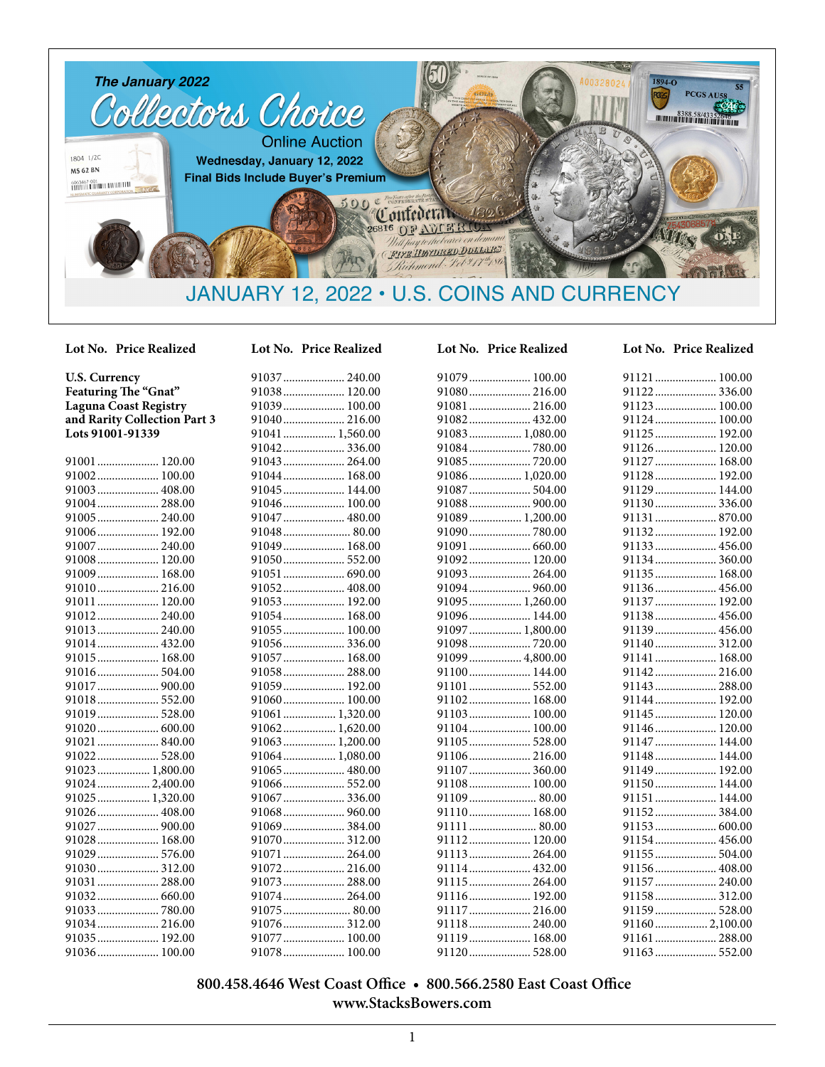# The January 2022 Collectors Choice Online Auction

**Wednesday, January 12, 2022**

**Final Bids Include Buyer's Premium**

## JANUARY 12, 2022 • U.S. COINS AND CURRENCY

**U.S. Currency Featuring The "Gnat" Laguna Coast Registry and Rarity Collection Part 3 Lots 91001-91339**

| Lot No. | Price Realized |
|---|---|
| 91001 | 120.00 |
| 91002 | 100.00 |
| 91003 | 408.00 |
| 91004 | 288.00 |
| 91005 | 240.00 |
| 91006 | 192.00 |
| 91007 | 240.00 |
| 91008 | 120.00 |
| 91009 | 168.00 |
| 91010 | 216.00 |
| 91011 | 120.00 |
| 91012 | 240.00 |
| 91013 | 240.00 |
| 91014 | 432.00 |
| 91015 | 168.00 |
| 91016 | 504.00 |
| 91017 | 900.00 |
| 91018 | 552.00 |
| 91019 | 528.00 |
| 91020 | 600.00 |
| 91021 | 840.00 |
| 91022 | 528.00 |
| 91023 | 1,800.00 |
| 91024 | 2,400.00 |
| 91025 | 1,320.00 |
| 91026 | 408.00 |
| 91027 | 900.00 |
| 91028 | 168.00 |
| 91029 | 576.00 |
| 91030 | 312.00 |
| 91031 | 288.00 |
| 91032 | 660.00 |
| 91033 | 780.00 |
| 91034 | 216.00 |
| 91035 | 192.00 |
| 91036 | 100.00 |
| 91037 | 240.00 |
| 91038 | 120.00 |
| 91039 | 100.00 |
| 91040 | 216.00 |
| 91041 | 1,560.00 |
| 91042 | 336.00 |
| 91043 | 264.00 |
| 91044 | 168.00 |
| 91045 | 144.00 |
| 91046 | 100.00 |
| 91047 | 480.00 |
| 91048 | 80.00 |
| 91049 | 168.00 |
| 91050 | 552.00 |
| 91051 | 690.00 |
| 91052 | 408.00 |
| 91053 | 192.00 |
| 91054 | 168.00 |
| 91055 | 100.00 |
| 91056 | 336.00 |
| 91057 | 168.00 |
| 91058 | 288.00 |
| 91059 | 192.00 |
| 91060 | 100.00 |
| 91061 | 1,320.00 |
| 91062 | 1,620.00 |
| 91063 | 1,200.00 |
| 91064 | 1,080.00 |
| 91065 | 480.00 |
| 91066 | 552.00 |
| 91067 | 336.00 |
| 91068 | 960.00 |
| 91069 | 384.00 |
| 91070 | 312.00 |
| 91071 | 264.00 |
| 91072 | 216.00 |
| 91073 | 288.00 |
| 91074 | 264.00 |
| 91075 | 80.00 |
| 91076 | 312.00 |
| 91077 | 100.00 |
| 91078 | 100.00 |
| 91079 | 100.00 |
| 91080 | 216.00 |
| 91081 | 216.00 |
| 91082 | 432.00 |
| 91083 | 1,080.00 |
| 91084 | 780.00 |
| 91085 | 720.00 |
| 91086 | 1,020.00 |
| 91087 | 504.00 |
| 91088 | 900.00 |
| 91089 | 1,200.00 |
| 91090 | 780.00 |
| 91091 | 660.00 |
| 91092 | 120.00 |
| 91093 | 264.00 |
| 91094 | 960.00 |
| 91095 | 1,260.00 |
| 91096 | 144.00 |
| 91097 | 1,800.00 |
| 91098 | 720.00 |
| 91099 | 4,800.00 |
| 91100 | 144.00 |
| 91101 | 552.00 |
| 91102 | 168.00 |
| 91103 | 100.00 |
| 91104 | 100.00 |
| 91105 | 528.00 |
| 91106 | 216.00 |
| 91107 | 360.00 |
| 91108 | 100.00 |
| 91109 | 80.00 |
| 91110 | 168.00 |
| 91111 | 80.00 |
| 91112 | 120.00 |
| 91113 | 264.00 |
| 91114 | 432.00 |
| 91115 | 264.00 |
| 91116 | 192.00 |
| 91117 | 216.00 |
| 91118 | 240.00 |
| 91119 | 168.00 |
| 91120 | 528.00 |
| 91121 | 100.00 |
| 91122 | 336.00 |
| 91123 | 100.00 |
| 91124 | 100.00 |
| 91125 | 192.00 |
| 91126 | 120.00 |
| 91127 | 168.00 |
| 91128 | 192.00 |
| 91129 | 144.00 |
| 91130 | 336.00 |
| 91131 | 870.00 |
| 91132 | 192.00 |
| 91133 | 456.00 |
| 91134 | 360.00 |
| 91135 | 168.00 |
| 91136 | 456.00 |
| 91137 | 192.00 |
| 91138 | 456.00 |
| 91139 | 456.00 |
| 91140 | 312.00 |
| 91141 | 168.00 |
| 91142 | 216.00 |
| 91143 | 288.00 |
| 91144 | 192.00 |
| 91145 | 120.00 |
| 91146 | 120.00 |
| 91147 | 144.00 |
| 91148 | 144.00 |
| 91149 | 192.00 |
| 91150 | 144.00 |
| 91151 | 144.00 |
| 91152 | 384.00 |
| 91153 | 600.00 |
| 91154 | 456.00 |
| 91155 | 504.00 |
| 91156 | 408.00 |
| 91157 | 240.00 |
| 91158 | 312.00 |
| 91159 | 528.00 |
| 91160 | 2,100.00 |
| 91161 | 288.00 |
| 91163 | 552.00 |

**800.458.4646 West Coast Office • 800.566.2580 East Coast Office**
**www.StacksBowers.com**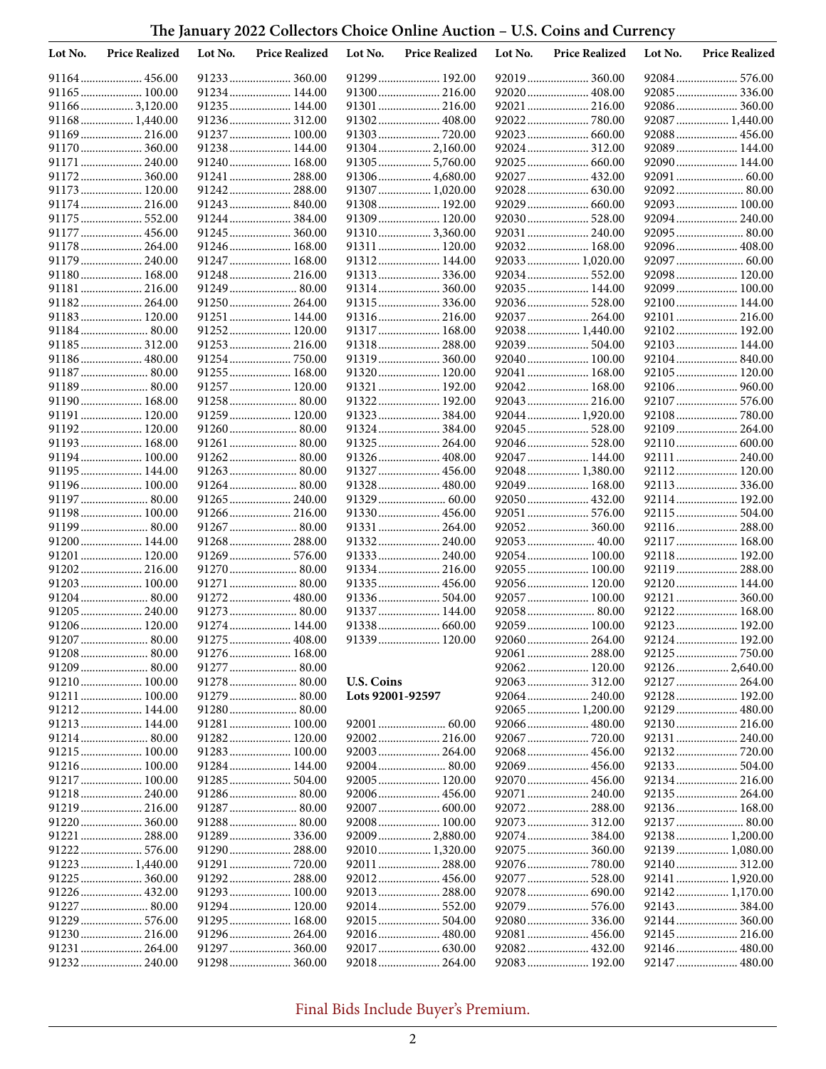# The January 2022 Collectors Choice Online Auction – U.S. Coins and Currency

| Lot No. | Price Realized |
|---|---|
| 91164 | 456.00 |
| 91165 | 100.00 |
| 91166 | 3,120.00 |
| 91168 | 1,440.00 |
| 91169 | 216.00 |
| 91170 | 360.00 |
| 91171 | 240.00 |
| 91172 | 360.00 |
| 91173 | 120.00 |
| 91174 | 216.00 |
| 91175 | 552.00 |
| 91177 | 456.00 |
| 91178 | 264.00 |
| 91179 | 240.00 |
| 91180 | 168.00 |
| 91181 | 216.00 |
| 91182 | 264.00 |
| 91183 | 120.00 |
| 91184 | 80.00 |
| 91185 | 312.00 |
| 91186 | 480.00 |
| 91187 | 80.00 |
| 91189 | 80.00 |
| 91190 | 168.00 |
| 91191 | 120.00 |
| 91192 | 120.00 |
| 91193 | 168.00 |
| 91194 | 100.00 |
| 91195 | 144.00 |
| 91196 | 100.00 |
| 91197 | 80.00 |
| 91198 | 100.00 |
| 91199 | 80.00 |
| 91200 | 144.00 |
| 91201 | 120.00 |
| 91202 | 216.00 |
| 91203 | 100.00 |
| 91204 | 80.00 |
| 91205 | 240.00 |
| 91206 | 120.00 |
| 91207 | 80.00 |
| 91208 | 80.00 |
| 91209 | 80.00 |
| 91210 | 100.00 |
| 91211 | 100.00 |
| 91212 | 144.00 |
| 91213 | 144.00 |
| 91214 | 80.00 |
| 91215 | 100.00 |
| 91216 | 100.00 |
| 91217 | 100.00 |
| 91218 | 240.00 |
| 91219 | 216.00 |
| 91220 | 360.00 |
| 91221 | 288.00 |
| 91222 | 576.00 |
| 91223 | 1,440.00 |
| 91225 | 360.00 |
| 91226 | 432.00 |
| 91227 | 80.00 |
| 91229 | 576.00 |
| 91230 | 216.00 |
| 91231 | 264.00 |
| 91232 | 240.00 |
| 91233 | 360.00 |
| 91234 | 144.00 |
| 91235 | 144.00 |
| 91236 | 312.00 |
| 91237 | 100.00 |
| 91238 | 144.00 |
| 91240 | 168.00 |
| 91241 | 288.00 |
| 91242 | 288.00 |
| 91243 | 840.00 |
| 91244 | 384.00 |
| 91245 | 360.00 |
| 91246 | 168.00 |
| 91247 | 168.00 |
| 91248 | 216.00 |
| 91249 | 80.00 |
| 91250 | 264.00 |
| 91251 | 144.00 |
| 91252 | 120.00 |
| 91253 | 216.00 |
| 91254 | 750.00 |
| 91255 | 168.00 |
| 91257 | 120.00 |
| 91258 | 80.00 |
| 91259 | 120.00 |
| 91260 | 80.00 |
| 91261 | 80.00 |
| 91262 | 80.00 |
| 91263 | 80.00 |
| 91264 | 80.00 |
| 91265 | 240.00 |
| 91266 | 216.00 |
| 91267 | 80.00 |
| 91268 | 288.00 |
| 91269 | 576.00 |
| 91270 | 80.00 |
| 91271 | 80.00 |
| 91272 | 480.00 |
| 91273 | 80.00 |
| 91274 | 144.00 |
| 91275 | 408.00 |
| 91276 | 168.00 |
| 91277 | 80.00 |
| 91278 | 80.00 |
| 91279 | 80.00 |
| 91280 | 80.00 |
| 91281 | 100.00 |
| 91282 | 120.00 |
| 91283 | 100.00 |
| 91284 | 144.00 |
| 91285 | 504.00 |
| 91286 | 80.00 |
| 91287 | 80.00 |
| 91288 | 80.00 |
| 91289 | 336.00 |
| 91290 | 288.00 |
| 91291 | 720.00 |
| 91292 | 288.00 |
| 91293 | 100.00 |
| 91294 | 120.00 |
| 91295 | 168.00 |
| 91296 | 264.00 |
| 91297 | 360.00 |
| 91298 | 360.00 |
| 91299 | 192.00 |
| 91300 | 216.00 |
| 91301 | 216.00 |
| 91302 | 408.00 |
| 91303 | 720.00 |
| 91304 | 2,160.00 |
| 91305 | 5,760.00 |
| 91306 | 4,680.00 |
| 91307 | 1,020.00 |
| 91308 | 192.00 |
| 91309 | 120.00 |
| 91310 | 3,360.00 |
| 91311 | 120.00 |
| 91312 | 144.00 |
| 91313 | 336.00 |
| 91314 | 360.00 |
| 91315 | 336.00 |
| 91316 | 216.00 |
| 91317 | 168.00 |
| 91318 | 288.00 |
| 91319 | 360.00 |
| 91320 | 120.00 |
| 91321 | 192.00 |
| 91322 | 192.00 |
| 91323 | 384.00 |
| 91324 | 384.00 |
| 91325 | 264.00 |
| 91326 | 408.00 |
| 91327 | 456.00 |
| 91328 | 480.00 |
| 91329 | 60.00 |
| 91330 | 456.00 |
| 91331 | 264.00 |
| 91332 | 240.00 |
| 91333 | 240.00 |
| 91334 | 216.00 |
| 91335 | 456.00 |
| 91336 | 504.00 |
| 91337 | 144.00 |
| 91338 | 660.00 |
| 91339 | 120.00 |

**U.S. Coins**
**Lots 92001-92597**

| Lot No. | Price Realized |
|---|---|
| 92001 | 60.00 |
| 92002 | 216.00 |
| 92003 | 264.00 |
| 92004 | 80.00 |
| 92005 | 120.00 |
| 92006 | 456.00 |
| 92007 | 600.00 |
| 92008 | 100.00 |
| 92009 | 2,880.00 |
| 92010 | 1,320.00 |
| 92011 | 288.00 |
| 92012 | 456.00 |
| 92013 | 288.00 |
| 92014 | 552.00 |
| 92015 | 504.00 |
| 92016 | 480.00 |
| 92017 | 630.00 |
| 92018 | 264.00 |
| 92019 | 360.00 |
| 92020 | 408.00 |
| 92021 | 216.00 |
| 92022 | 780.00 |
| 92023 | 660.00 |
| 92024 | 312.00 |
| 92025 | 660.00 |
| 92027 | 432.00 |
| 92028 | 630.00 |
| 92029 | 660.00 |
| 92030 | 528.00 |
| 92031 | 240.00 |
| 92032 | 168.00 |
| 92033 | 1,020.00 |
| 92034 | 552.00 |
| 92035 | 144.00 |
| 92036 | 528.00 |
| 92037 | 264.00 |
| 92038 | 1,440.00 |
| 92039 | 504.00 |
| 92040 | 100.00 |
| 92041 | 168.00 |
| 92042 | 168.00 |
| 92043 | 216.00 |
| 92044 | 1,920.00 |
| 92045 | 528.00 |
| 92046 | 528.00 |
| 92047 | 144.00 |
| 92048 | 1,380.00 |
| 92049 | 168.00 |
| 92050 | 432.00 |
| 92051 | 576.00 |
| 92052 | 360.00 |
| 92053 | 40.00 |
| 92054 | 100.00 |
| 92055 | 100.00 |
| 92056 | 120.00 |
| 92057 | 100.00 |
| 92058 | 80.00 |
| 92059 | 100.00 |
| 92060 | 264.00 |
| 92061 | 288.00 |
| 92062 | 120.00 |
| 92063 | 312.00 |
| 92064 | 240.00 |
| 92065 | 1,200.00 |
| 92066 | 480.00 |
| 92067 | 720.00 |
| 92068 | 456.00 |
| 92069 | 456.00 |
| 92070 | 456.00 |
| 92071 | 240.00 |
| 92072 | 288.00 |
| 92073 | 312.00 |
| 92074 | 384.00 |
| 92075 | 360.00 |
| 92076 | 780.00 |
| 92077 | 528.00 |
| 92078 | 690.00 |
| 92079 | 576.00 |
| 92080 | 336.00 |
| 92081 | 456.00 |
| 92082 | 432.00 |
| 92083 | 192.00 |
| 92084 | 576.00 |
| 92085 | 336.00 |
| 92086 | 360.00 |
| 92087 | 1,440.00 |
| 92088 | 456.00 |
| 92089 | 144.00 |
| 92090 | 144.00 |
| 92091 | 60.00 |
| 92092 | 80.00 |
| 92093 | 100.00 |
| 92094 | 240.00 |
| 92095 | 80.00 |
| 92096 | 408.00 |
| 92097 | 60.00 |
| 92098 | 120.00 |
| 92099 | 100.00 |
| 92100 | 144.00 |
| 92101 | 216.00 |
| 92102 | 192.00 |
| 92103 | 144.00 |
| 92104 | 840.00 |
| 92105 | 120.00 |
| 92106 | 960.00 |
| 92107 | 576.00 |
| 92108 | 780.00 |
| 92109 | 264.00 |
| 92110 | 600.00 |
| 92111 | 240.00 |
| 92112 | 120.00 |
| 92113 | 336.00 |
| 92114 | 192.00 |
| 92115 | 504.00 |
| 92116 | 288.00 |
| 92117 | 168.00 |
| 92118 | 192.00 |
| 92119 | 288.00 |
| 92120 | 144.00 |
| 92121 | 360.00 |
| 92122 | 168.00 |
| 92123 | 192.00 |
| 92124 | 192.00 |
| 92125 | 750.00 |
| 92126 | 2,640.00 |
| 92127 | 264.00 |
| 92128 | 192.00 |
| 92129 | 480.00 |
| 92130 | 216.00 |
| 92131 | 240.00 |
| 92132 | 720.00 |
| 92133 | 504.00 |
| 92134 | 216.00 |
| 92135 | 264.00 |
| 92136 | 168.00 |
| 92137 | 80.00 |
| 92138 | 1,200.00 |
| 92139 | 1,080.00 |
| 92140 | 312.00 |
| 92141 | 1,920.00 |
| 92142 | 1,170.00 |
| 92143 | 384.00 |
| 92144 | 360.00 |
| 92145 | 216.00 |
| 92146 | 480.00 |
| 92147 | 480.00 |

Final Bids Include Buyer's Premium.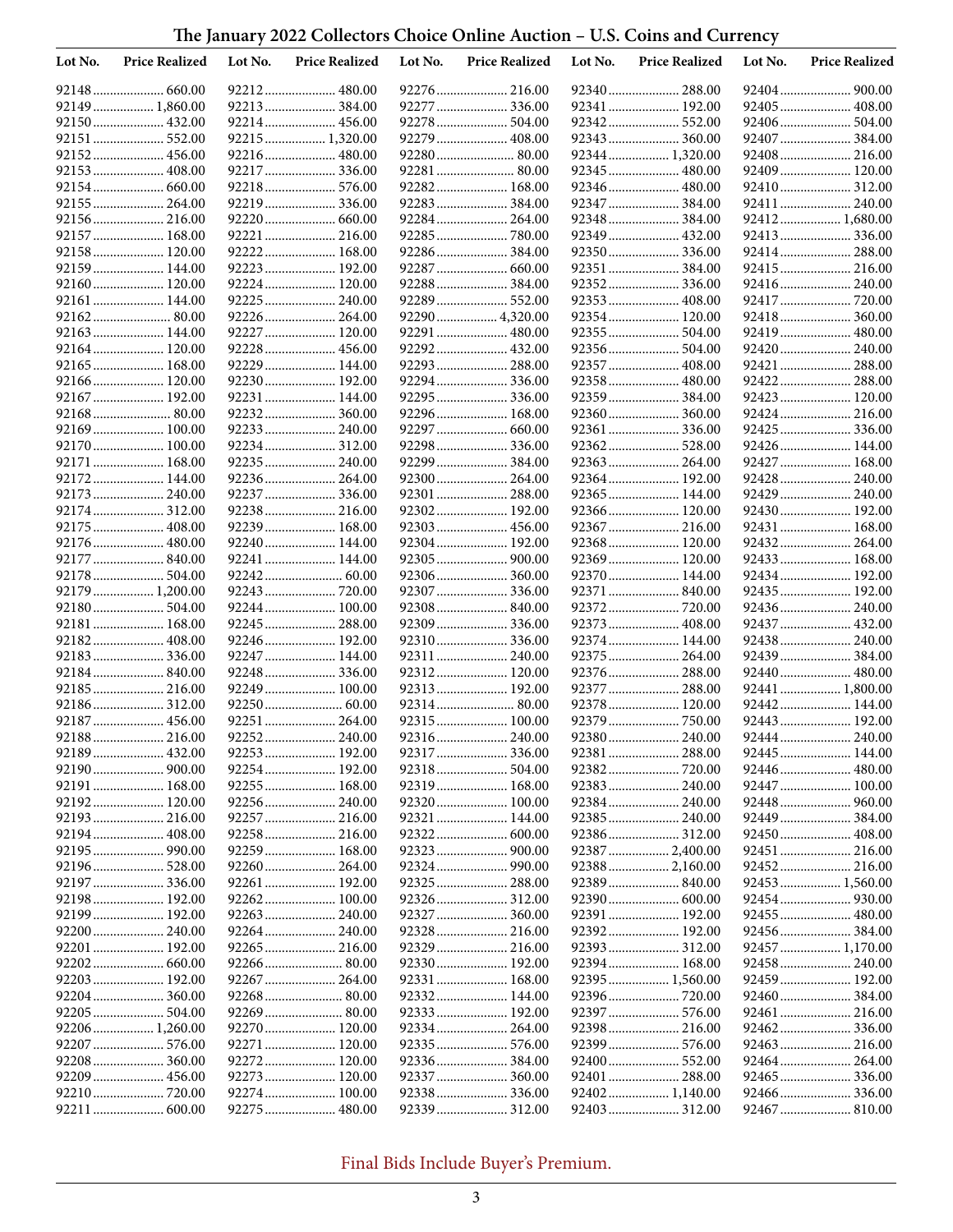## The January 2022 Collectors Choice Online Auction – U.S. Coins and Currency

| Lot No. | Price Realized | Lot No. | Price Realized | Lot No. | Price Realized | Lot No. | Price Realized | Lot No. | Price Realized |
|---|---|---|---|---|---|---|---|---|---|
| 92148 | 660.00 | 92212 | 480.00 | 92276 | 216.00 | 92340 | 288.00 | 92404 | 900.00 |
| 92149 | 1,860.00 | 92213 | 384.00 | 92277 | 336.00 | 92341 | 192.00 | 92405 | 408.00 |
| 92150 | 432.00 | 92214 | 456.00 | 92278 | 504.00 | 92342 | 552.00 | 92406 | 504.00 |
| 92151 | 552.00 | 92215 | 1,320.00 | 92279 | 408.00 | 92343 | 360.00 | 92407 | 384.00 |
| 92152 | 456.00 | 92216 | 480.00 | 92280 | 80.00 | 92344 | 1,320.00 | 92408 | 216.00 |
| 92153 | 408.00 | 92217 | 336.00 | 92281 | 80.00 | 92345 | 480.00 | 92409 | 120.00 |
| 92154 | 660.00 | 92218 | 576.00 | 92282 | 168.00 | 92346 | 480.00 | 92410 | 312.00 |
| 92155 | 264.00 | 92219 | 336.00 | 92283 | 384.00 | 92347 | 384.00 | 92411 | 240.00 |
| 92156 | 216.00 | 92220 | 660.00 | 92284 | 264.00 | 92348 | 384.00 | 92412 | 1,680.00 |
| 92157 | 168.00 | 92221 | 216.00 | 92285 | 780.00 | 92349 | 432.00 | 92413 | 336.00 |
| 92158 | 120.00 | 92222 | 168.00 | 92286 | 384.00 | 92350 | 336.00 | 92414 | 288.00 |
| 92159 | 144.00 | 92223 | 192.00 | 92287 | 660.00 | 92351 | 384.00 | 92415 | 216.00 |
| 92160 | 120.00 | 92224 | 120.00 | 92288 | 384.00 | 92352 | 336.00 | 92416 | 240.00 |
| 92161 | 144.00 | 92225 | 240.00 | 92289 | 552.00 | 92353 | 408.00 | 92417 | 720.00 |
| 92162 | 80.00 | 92226 | 264.00 | 92290 | 4,320.00 | 92354 | 120.00 | 92418 | 360.00 |
| 92163 | 144.00 | 92227 | 120.00 | 92291 | 480.00 | 92355 | 504.00 | 92419 | 480.00 |
| 92164 | 120.00 | 92228 | 456.00 | 92292 | 432.00 | 92356 | 504.00 | 92420 | 240.00 |
| 92165 | 168.00 | 92229 | 144.00 | 92293 | 288.00 | 92357 | 408.00 | 92421 | 288.00 |
| 92166 | 120.00 | 92230 | 192.00 | 92294 | 336.00 | 92358 | 480.00 | 92422 | 288.00 |
| 92167 | 192.00 | 92231 | 144.00 | 92295 | 336.00 | 92359 | 384.00 | 92423 | 120.00 |
| 92168 | 80.00 | 92232 | 360.00 | 92296 | 168.00 | 92360 | 360.00 | 92424 | 216.00 |
| 92169 | 100.00 | 92233 | 240.00 | 92297 | 660.00 | 92361 | 336.00 | 92425 | 336.00 |
| 92170 | 100.00 | 92234 | 312.00 | 92298 | 336.00 | 92362 | 528.00 | 92426 | 144.00 |
| 92171 | 168.00 | 92235 | 240.00 | 92299 | 384.00 | 92363 | 264.00 | 92427 | 168.00 |
| 92172 | 144.00 | 92236 | 264.00 | 92300 | 264.00 | 92364 | 192.00 | 92428 | 240.00 |
| 92173 | 240.00 | 92237 | 336.00 | 92301 | 288.00 | 92365 | 144.00 | 92429 | 240.00 |
| 92174 | 312.00 | 92238 | 216.00 | 92302 | 192.00 | 92366 | 120.00 | 92430 | 192.00 |
| 92175 | 408.00 | 92239 | 168.00 | 92303 | 456.00 | 92367 | 216.00 | 92431 | 168.00 |
| 92176 | 480.00 | 92240 | 144.00 | 92304 | 192.00 | 92368 | 120.00 | 92432 | 264.00 |
| 92177 | 840.00 | 92241 | 144.00 | 92305 | 900.00 | 92369 | 120.00 | 92433 | 168.00 |
| 92178 | 504.00 | 92242 | 60.00 | 92306 | 360.00 | 92370 | 144.00 | 92434 | 192.00 |
| 92179 | 1,200.00 | 92243 | 720.00 | 92307 | 336.00 | 92371 | 840.00 | 92435 | 192.00 |
| 92180 | 504.00 | 92244 | 100.00 | 92308 | 840.00 | 92372 | 720.00 | 92436 | 240.00 |
| 92181 | 168.00 | 92245 | 288.00 | 92309 | 336.00 | 92373 | 408.00 | 92437 | 432.00 |
| 92182 | 408.00 | 92246 | 192.00 | 92310 | 336.00 | 92374 | 144.00 | 92438 | 240.00 |
| 92183 | 336.00 | 92247 | 144.00 | 92311 | 240.00 | 92375 | 264.00 | 92439 | 384.00 |
| 92184 | 840.00 | 92248 | 336.00 | 92312 | 120.00 | 92376 | 288.00 | 92440 | 480.00 |
| 92185 | 216.00 | 92249 | 100.00 | 92313 | 192.00 | 92377 | 288.00 | 92441 | 1,800.00 |
| 92186 | 312.00 | 92250 | 60.00 | 92314 | 80.00 | 92378 | 120.00 | 92442 | 144.00 |
| 92187 | 456.00 | 92251 | 264.00 | 92315 | 100.00 | 92379 | 750.00 | 92443 | 192.00 |
| 92188 | 216.00 | 92252 | 240.00 | 92316 | 240.00 | 92380 | 240.00 | 92444 | 240.00 |
| 92189 | 432.00 | 92253 | 192.00 | 92317 | 336.00 | 92381 | 288.00 | 92445 | 144.00 |
| 92190 | 900.00 | 92254 | 192.00 | 92318 | 504.00 | 92382 | 720.00 | 92446 | 480.00 |
| 92191 | 168.00 | 92255 | 168.00 | 92319 | 168.00 | 92383 | 240.00 | 92447 | 100.00 |
| 92192 | 120.00 | 92256 | 240.00 | 92320 | 100.00 | 92384 | 240.00 | 92448 | 960.00 |
| 92193 | 216.00 | 92257 | 216.00 | 92321 | 144.00 | 92385 | 240.00 | 92449 | 384.00 |
| 92194 | 408.00 | 92258 | 216.00 | 92322 | 600.00 | 92386 | 312.00 | 92450 | 408.00 |
| 92195 | 990.00 | 92259 | 168.00 | 92323 | 900.00 | 92387 | 2,400.00 | 92451 | 216.00 |
| 92196 | 528.00 | 92260 | 264.00 | 92324 | 990.00 | 92388 | 2,160.00 | 92452 | 216.00 |
| 92197 | 336.00 | 92261 | 192.00 | 92325 | 288.00 | 92389 | 840.00 | 92453 | 1,560.00 |
| 92198 | 192.00 | 92262 | 100.00 | 92326 | 312.00 | 92390 | 600.00 | 92454 | 930.00 |
| 92199 | 192.00 | 92263 | 240.00 | 92327 | 360.00 | 92391 | 192.00 | 92455 | 480.00 |
| 92200 | 240.00 | 92264 | 240.00 | 92328 | 216.00 | 92392 | 192.00 | 92456 | 384.00 |
| 92201 | 192.00 | 92265 | 216.00 | 92329 | 216.00 | 92393 | 312.00 | 92457 | 1,170.00 |
| 92202 | 660.00 | 92266 | 80.00 | 92330 | 192.00 | 92394 | 168.00 | 92458 | 240.00 |
| 92203 | 192.00 | 92267 | 264.00 | 92331 | 168.00 | 92395 | 1,560.00 | 92459 | 192.00 |
| 92204 | 360.00 | 92268 | 80.00 | 92332 | 144.00 | 92396 | 720.00 | 92460 | 384.00 |
| 92205 | 504.00 | 92269 | 80.00 | 92333 | 192.00 | 92397 | 576.00 | 92461 | 216.00 |
| 92206 | 1,260.00 | 92270 | 120.00 | 92334 | 264.00 | 92398 | 216.00 | 92462 | 336.00 |
| 92207 | 576.00 | 92271 | 120.00 | 92335 | 576.00 | 92399 | 576.00 | 92463 | 216.00 |
| 92208 | 360.00 | 92272 | 120.00 | 92336 | 384.00 | 92400 | 552.00 | 92464 | 264.00 |
| 92209 | 456.00 | 92273 | 120.00 | 92337 | 360.00 | 92401 | 288.00 | 92465 | 336.00 |
| 92210 | 720.00 | 92274 | 100.00 | 92338 | 336.00 | 92402 | 1,140.00 | 92466 | 336.00 |
| 92211 | 600.00 | 92275 | 480.00 | 92339 | 312.00 | 92403 | 312.00 | 92467 | 810.00 |

Final Bids Include Buyer's Premium.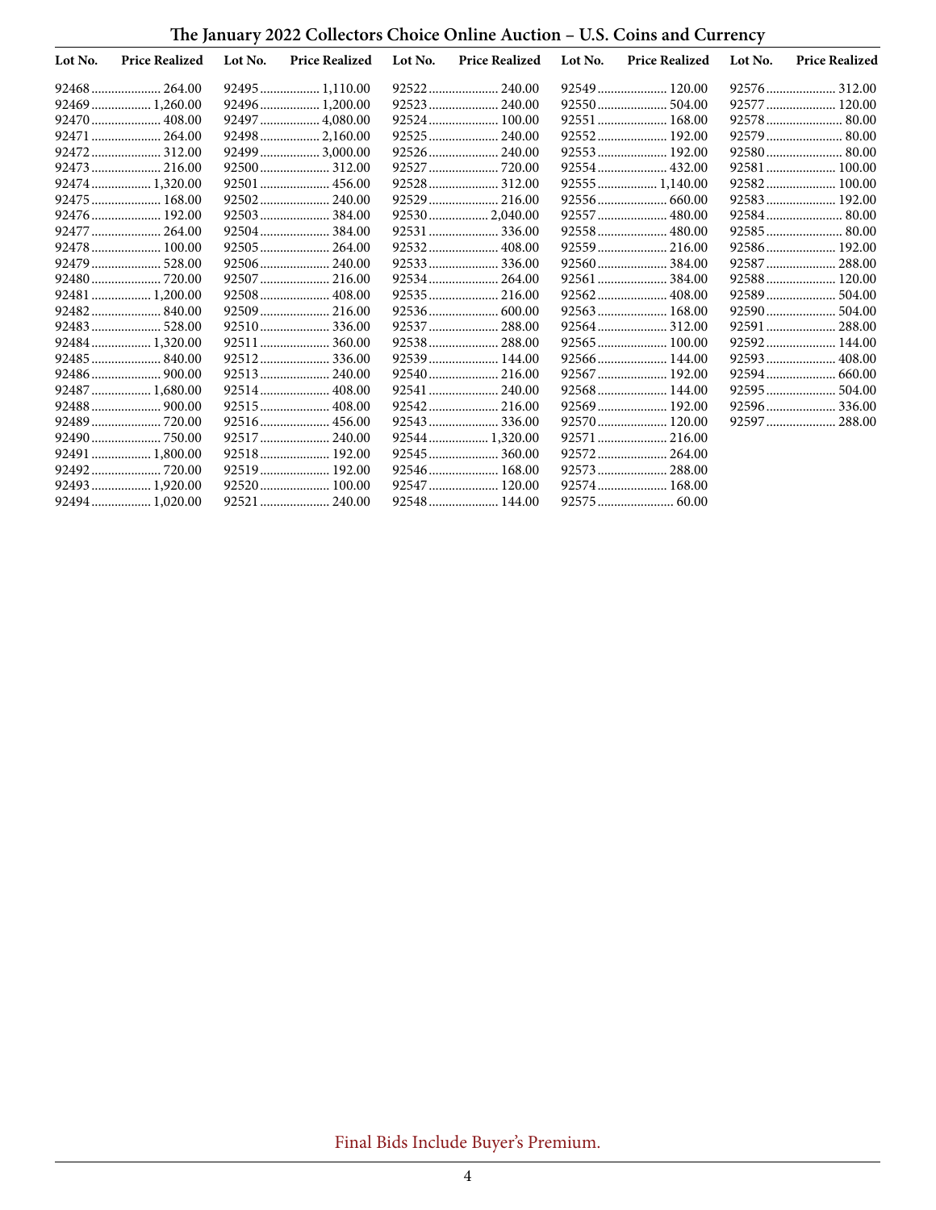# The January 2022 Collectors Choice Online Auction – U.S. Coins and Currency

| Lot No. | Price Realized | Lot No. | Price Realized | Lot No. | Price Realized | Lot No. | Price Realized | Lot No. | Price Realized |
|---|---|---|---|---|---|---|---|---|---|
| 92468 | 264.00 | 92495 | 1,110.00 | 92522 | 240.00 | 92549 | 120.00 | 92576 | 312.00 |
| 92469 | 1,260.00 | 92496 | 1,200.00 | 92523 | 240.00 | 92550 | 504.00 | 92577 | 120.00 |
| 92470 | 408.00 | 92497 | 4,080.00 | 92524 | 100.00 | 92551 | 168.00 | 92578 | 80.00 |
| 92471 | 264.00 | 92498 | 2,160.00 | 92525 | 240.00 | 92552 | 192.00 | 92579 | 80.00 |
| 92472 | 312.00 | 92499 | 3,000.00 | 92526 | 240.00 | 92553 | 192.00 | 92580 | 80.00 |
| 92473 | 216.00 | 92500 | 312.00 | 92527 | 720.00 | 92554 | 432.00 | 92581 | 100.00 |
| 92474 | 1,320.00 | 92501 | 456.00 | 92528 | 312.00 | 92555 | 1,140.00 | 92582 | 100.00 |
| 92475 | 168.00 | 92502 | 240.00 | 92529 | 216.00 | 92556 | 660.00 | 92583 | 192.00 |
| 92476 | 192.00 | 92503 | 384.00 | 92530 | 2,040.00 | 92557 | 480.00 | 92584 | 80.00 |
| 92477 | 264.00 | 92504 | 384.00 | 92531 | 336.00 | 92558 | 480.00 | 92585 | 80.00 |
| 92478 | 100.00 | 92505 | 264.00 | 92532 | 408.00 | 92559 | 216.00 | 92586 | 192.00 |
| 92479 | 528.00 | 92506 | 240.00 | 92533 | 336.00 | 92560 | 384.00 | 92587 | 288.00 |
| 92480 | 720.00 | 92507 | 216.00 | 92534 | 264.00 | 92561 | 384.00 | 92588 | 120.00 |
| 92481 | 1,200.00 | 92508 | 408.00 | 92535 | 216.00 | 92562 | 408.00 | 92589 | 504.00 |
| 92482 | 840.00 | 92509 | 216.00 | 92536 | 600.00 | 92563 | 168.00 | 92590 | 504.00 |
| 92483 | 528.00 | 92510 | 336.00 | 92537 | 288.00 | 92564 | 312.00 | 92591 | 288.00 |
| 92484 | 1,320.00 | 92511 | 360.00 | 92538 | 288.00 | 92565 | 100.00 | 92592 | 144.00 |
| 92485 | 840.00 | 92512 | 336.00 | 92539 | 144.00 | 92566 | 144.00 | 92593 | 408.00 |
| 92486 | 900.00 | 92513 | 240.00 | 92540 | 216.00 | 92567 | 192.00 | 92594 | 660.00 |
| 92487 | 1,680.00 | 92514 | 408.00 | 92541 | 240.00 | 92568 | 144.00 | 92595 | 504.00 |
| 92488 | 900.00 | 92515 | 408.00 | 92542 | 216.00 | 92569 | 192.00 | 92596 | 336.00 |
| 92489 | 720.00 | 92516 | 456.00 | 92543 | 336.00 | 92570 | 120.00 | 92597 | 288.00 |
| 92490 | 750.00 | 92517 | 240.00 | 92544 | 1,320.00 | 92571 | 216.00 | | |
| 92491 | 1,800.00 | 92518 | 192.00 | 92545 | 360.00 | 92572 | 264.00 | | |
| 92492 | 720.00 | 92519 | 192.00 | 92546 | 168.00 | 92573 | 288.00 | | |
| 92493 | 1,920.00 | 92520 | 100.00 | 92547 | 120.00 | 92574 | 168.00 | | |
| 92494 | 1,020.00 | 92521 | 240.00 | 92548 | 144.00 | 92575 | 60.00 | | |

Final Bids Include Buyer's Premium.